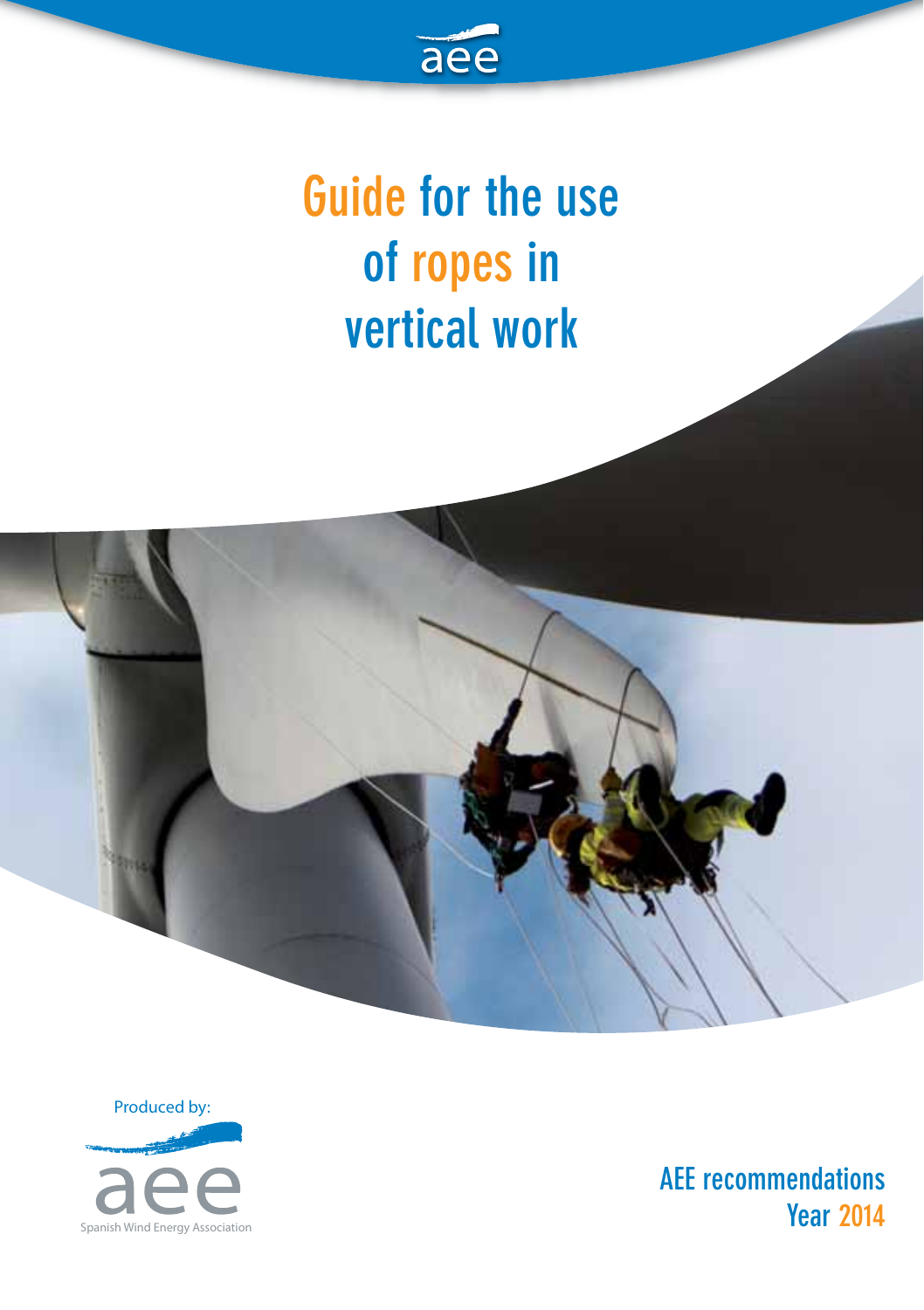# Guide for the use of ropes in vertical work

Produced by:

aee

Spanish Wind Energy Association

AEE recommendations
Year 2014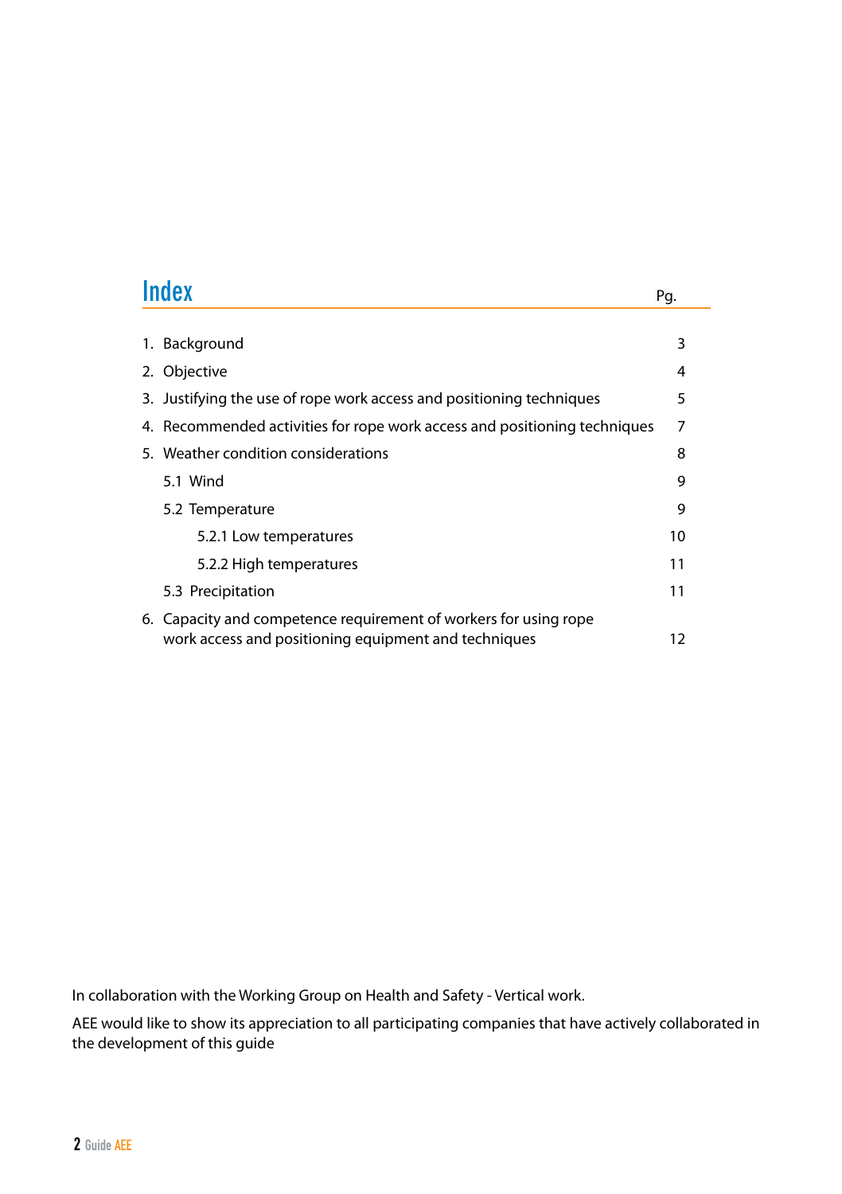# Index

| | Pg. |
|---|---|
| 1. Background | 3 |
| 2. Objective | 4 |
| 3. Justifying the use of rope work access and positioning techniques | 5 |
| 4. Recommended activities for rope work access and positioning techniques | 7 |
| 5. Weather condition considerations | 8 |
| 5.1 Wind | 9 |
| 5.2 Temperature | 9 |
| 5.2.1 Low temperatures | 10 |
| 5.2.2 High temperatures | 11 |
| 5.3 Precipitation | 11 |
| 6. Capacity and competence requirement of workers for using rope work access and positioning equipment and techniques | 12 |

In collaboration with the Working Group on Health and Safety - Vertical work.

AEE would like to show its appreciation to all participating companies that have actively collaborated in the development of this guide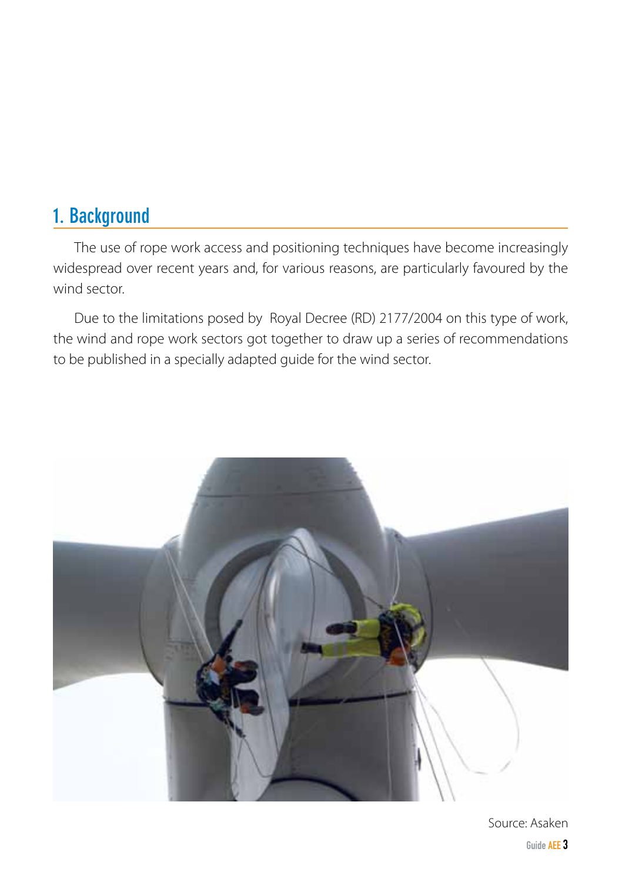## 1. Background

The use of rope work access and positioning techniques have become increasingly widespread over recent years and, for various reasons, are particularly favoured by the wind sector.

Due to the limitations posed by Royal Decree (RD) 2177/2004 on this type of work, the wind and rope work sectors got together to draw up a series of recommendations to be published in a specially adapted guide for the wind sector.

Source: Asaken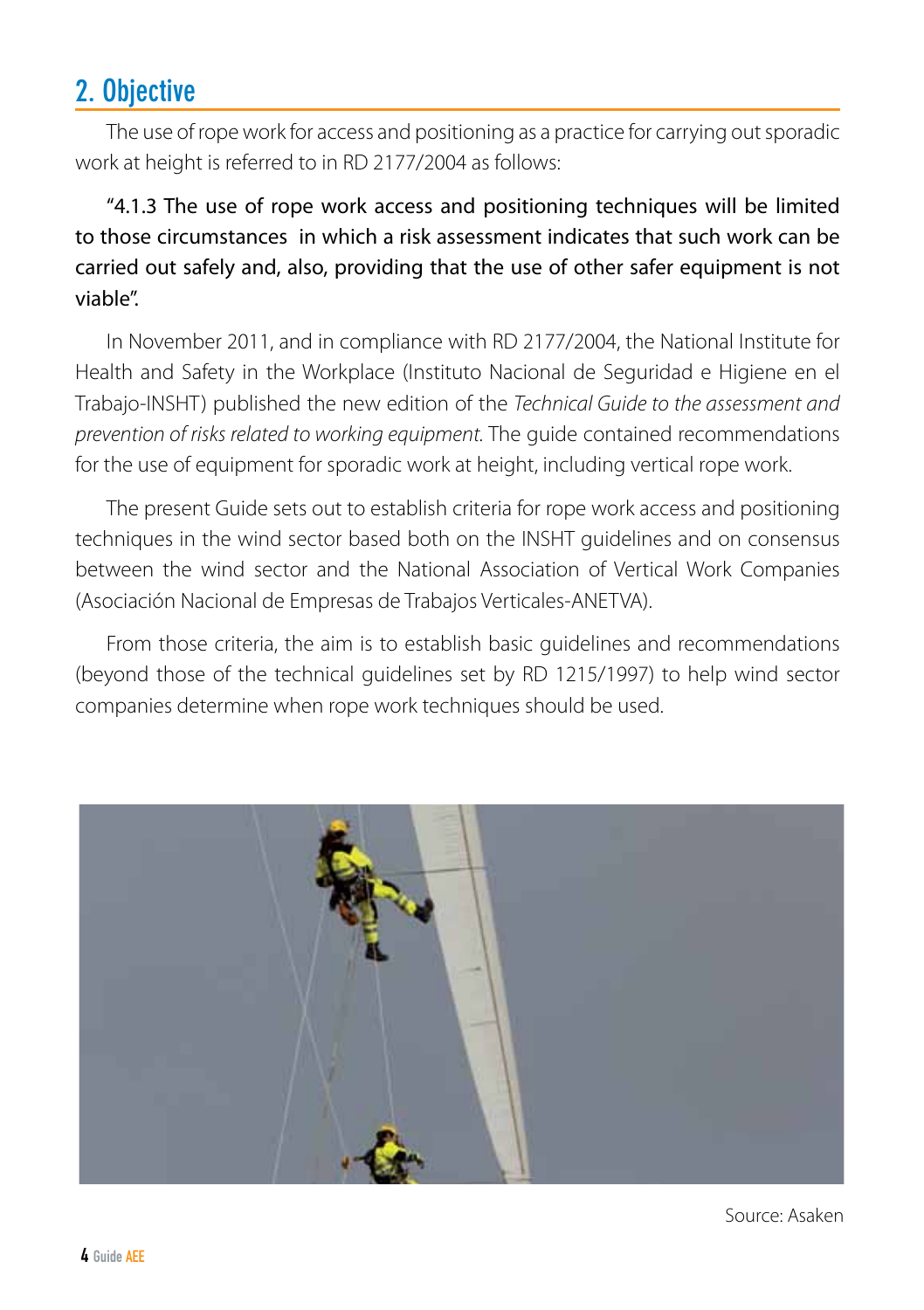## 2. Objective

The use of rope work for access and positioning as a practice for carrying out sporadic work at height is referred to in RD 2177/2004 as follows:

"4.1.3 The use of rope work access and positioning techniques will be limited to those circumstances in which a risk assessment indicates that such work can be carried out safely and, also, providing that the use of other safer equipment is not viable".

In November 2011, and in compliance with RD 2177/2004, the National Institute for Health and Safety in the Workplace (Instituto Nacional de Seguridad e Higiene en el Trabajo-INSHT) published the new edition of the *Technical Guide to the assessment and prevention of risks related to working equipment.* The guide contained recommendations for the use of equipment for sporadic work at height, including vertical rope work.

The present Guide sets out to establish criteria for rope work access and positioning techniques in the wind sector based both on the INSHT guidelines and on consensus between the wind sector and the National Association of Vertical Work Companies (Asociación Nacional de Empresas de Trabajos Verticales-ANETVA).

From those criteria, the aim is to establish basic guidelines and recommendations (beyond those of the technical guidelines set by RD 1215/1997) to help wind sector companies determine when rope work techniques should be used.

Source: Asaken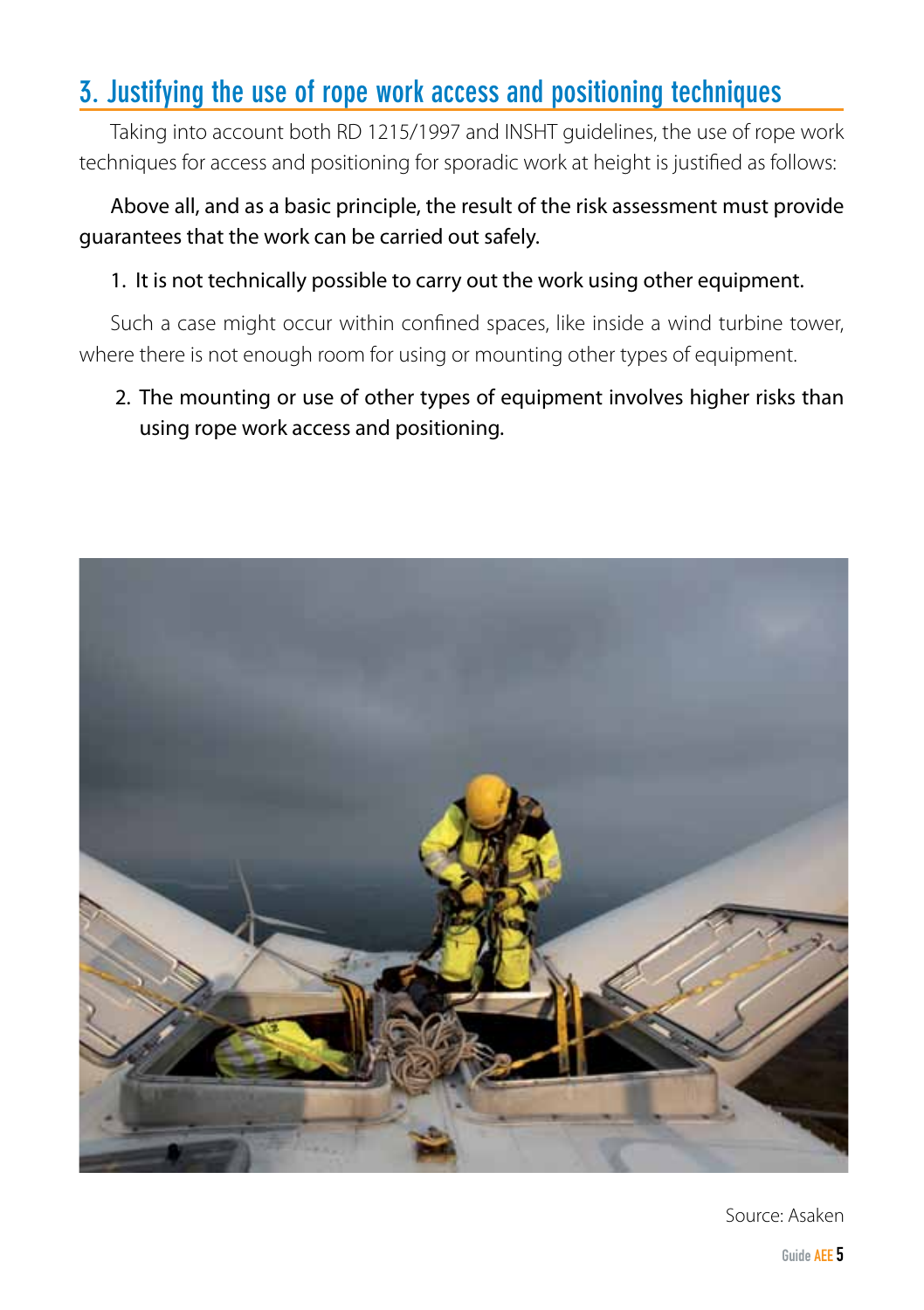## 3. Justifying the use of rope work access and positioning techniques

Taking into account both RD 1215/1997 and INSHT guidelines, the use of rope work techniques for access and positioning for sporadic work at height is justified as follows:

Above all, and as a basic principle, the result of the risk assessment must provide guarantees that the work can be carried out safely.

1. It is not technically possible to carry out the work using other equipment.

Such a case might occur within confined spaces, like inside a wind turbine tower, where there is not enough room for using or mounting other types of equipment.

2. The mounting or use of other types of equipment involves higher risks than using rope work access and positioning.

Source: Asaken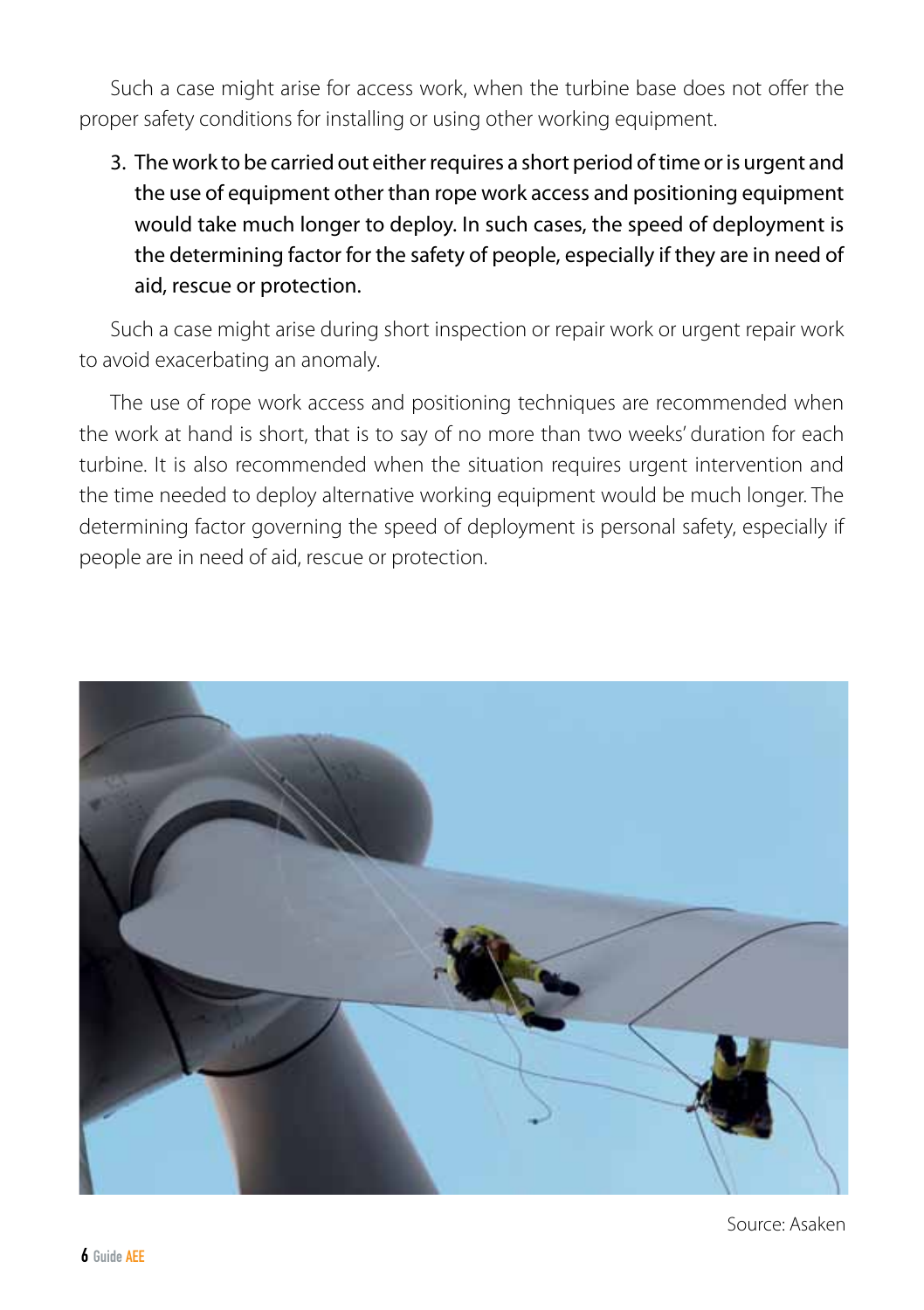Such a case might arise for access work, when the turbine base does not offer the proper safety conditions for installing or using other working equipment.

3. The work to be carried out either requires a short period of time or is urgent and the use of equipment other than rope work access and positioning equipment would take much longer to deploy. In such cases, the speed of deployment is the determining factor for the safety of people, especially if they are in need of aid, rescue or protection.

Such a case might arise during short inspection or repair work or urgent repair work to avoid exacerbating an anomaly.

The use of rope work access and positioning techniques are recommended when the work at hand is short, that is to say of no more than two weeks' duration for each turbine. It is also recommended when the situation requires urgent intervention and the time needed to deploy alternative working equipment would be much longer. The determining factor governing the speed of deployment is personal safety, especially if people are in need of aid, rescue or protection.

Source: Asaken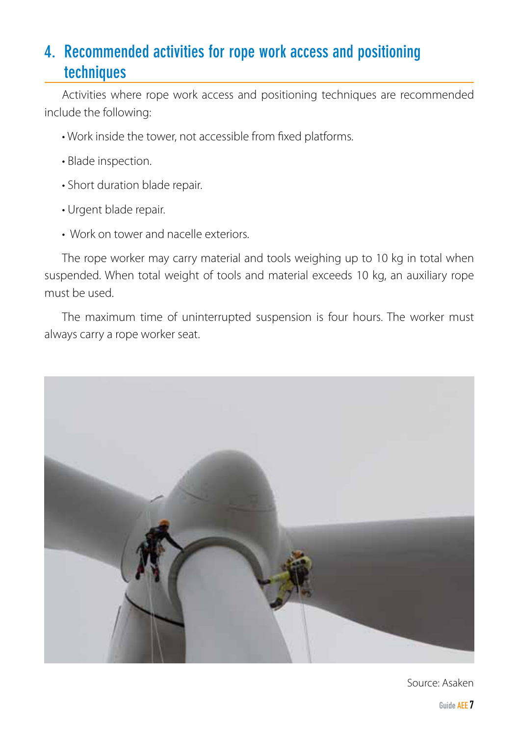## 4. Recommended activities for rope work access and positioning techniques

Activities where rope work access and positioning techniques are recommended include the following:

- Work inside the tower, not accessible from fixed platforms.
- Blade inspection.
- Short duration blade repair.
- Urgent blade repair.
- Work on tower and nacelle exteriors.

The rope worker may carry material and tools weighing up to 10 kg in total when suspended. When total weight of tools and material exceeds 10 kg, an auxiliary rope must be used.

The maximum time of uninterrupted suspension is four hours. The worker must always carry a rope worker seat.

Source: Asaken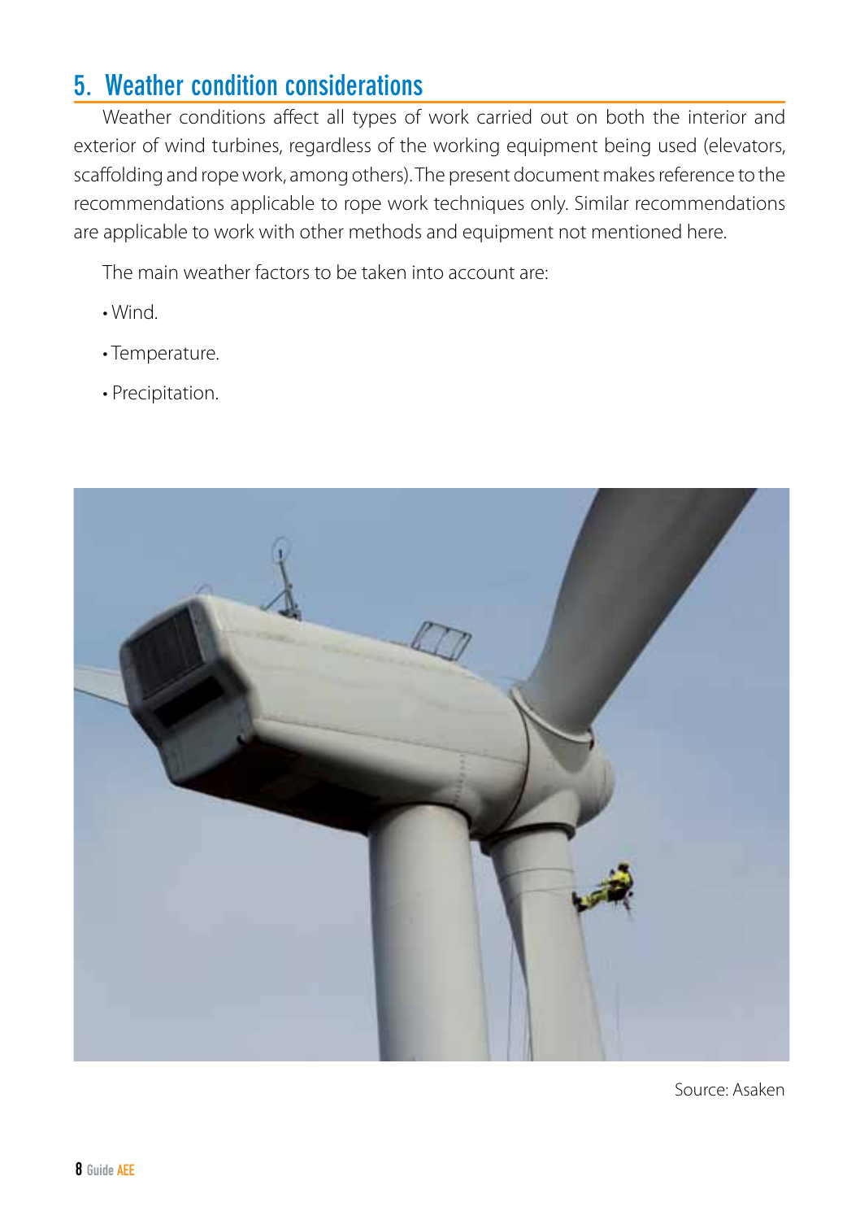## 5. Weather condition considerations

Weather conditions affect all types of work carried out on both the interior and exterior of wind turbines, regardless of the working equipment being used (elevators, scaffolding and rope work, among others). The present document makes reference to the recommendations applicable to rope work techniques only. Similar recommendations are applicable to work with other methods and equipment not mentioned here.

The main weather factors to be taken into account are:

- Wind.
- Temperature.
- Precipitation.

Source: Asaken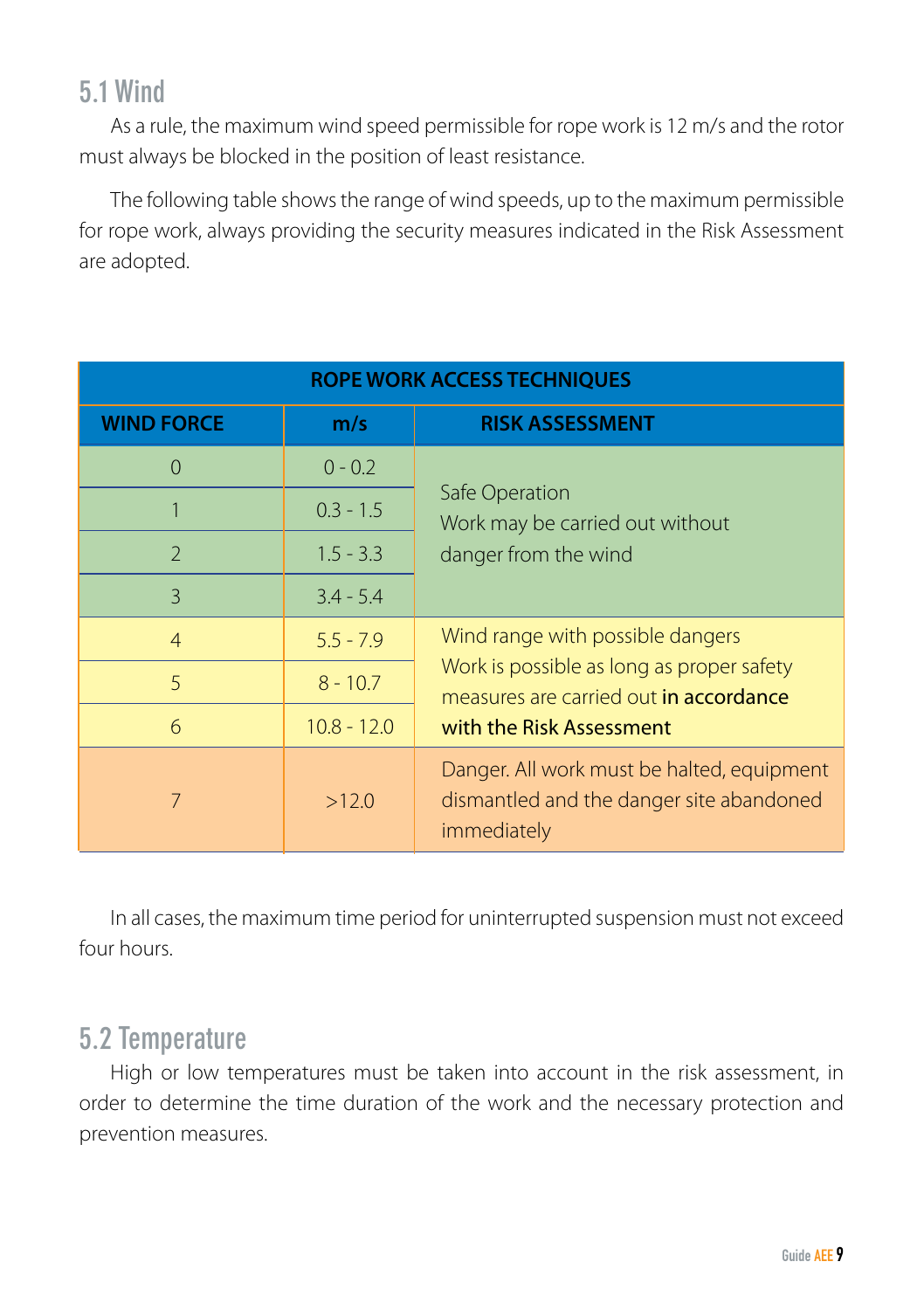## 5.1 Wind

As a rule, the maximum wind speed permissible for rope work is 12 m/s and the rotor must always be blocked in the position of least resistance.

The following table shows the range of wind speeds, up to the maximum permissible for rope work, always providing the security measures indicated in the Risk Assessment are adopted.

| ROPE WORK ACCESS TECHNIQUES | | |
|---|---|---|
| **WIND FORCE** | **m/s** | **RISK ASSESSMENT** |
| 0 | 0 - 0.2 | Safe Operation<br>Work may be carried out without danger from the wind |
| 1 | 0.3 - 1.5 | |
| 2 | 1.5 - 3.3 | |
| 3 | 3.4 - 5.4 | |
| 4 | 5.5 - 7.9 | Wind range with possible dangers<br>Work is possible as long as proper safety measures are carried out **in accordance with the Risk Assessment** |
| 5 | 8 - 10.7 | |
| 6 | 10.8 - 12.0 | |
| 7 | >12.0 | Danger. All work must be halted, equipment dismantled and the danger site abandoned immediately |

In all cases, the maximum time period for uninterrupted suspension must not exceed four hours.

## 5.2 Temperature

High or low temperatures must be taken into account in the risk assessment, in order to determine the time duration of the work and the necessary protection and prevention measures.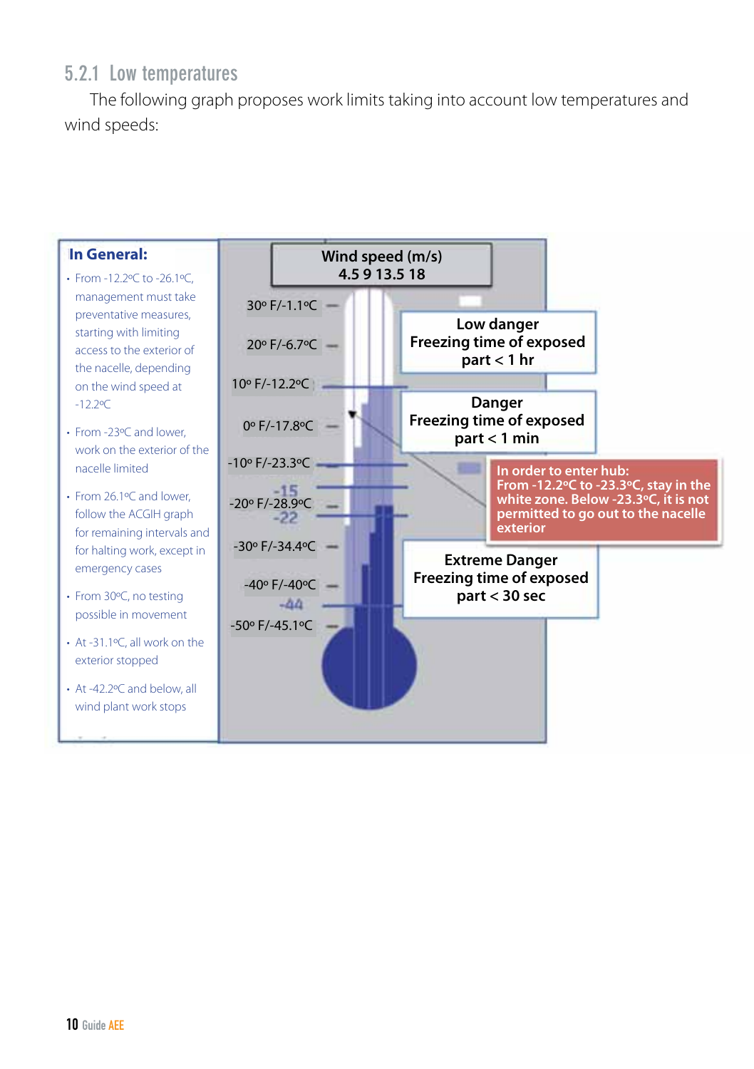### 5.2.1 Low temperatures

The following graph proposes work limits taking into account low temperatures and wind speeds:

**In General:**

- From -12.2ºC to -26.1ºC, management must take preventative measures, starting with limiting access to the exterior of the nacelle, depending on the wind speed at -12.2ºC
- From -23ºC and lower, work on the exterior of the nacelle limited
- From 26.1ºC and lower, follow the ACGIH graph for remaining intervals and for halting work, except in emergency cases
- From 30ºC, no testing possible in movement
- At -31.1ºC, all work on the exterior stopped
- At -42.2ºC and below, all wind plant work stops

**Wind speed (m/s)**
**4.5 9 13.5 18**

30º F/-1.1ºC

20º F/-6.7ºC

10º F/-12.2ºC

0º F/-17.8ºC

-10º F/-23.3ºC

-15

-20º F/-28.9ºC

-22

-30º F/-34.4ºC

-40º F/-40ºC

-44

-50º F/-45.1ºC

**Low danger**
**Freezing time of exposed part < 1 hr**

**Danger**
**Freezing time of exposed part < 1 min**

**In order to enter hub:**
**From -12.2ºC to -23.3ºC, stay in the white zone. Below -23.3ºC, it is not permitted to go out to the nacelle exterior**

**Extreme Danger**
**Freezing time of exposed part < 30 sec**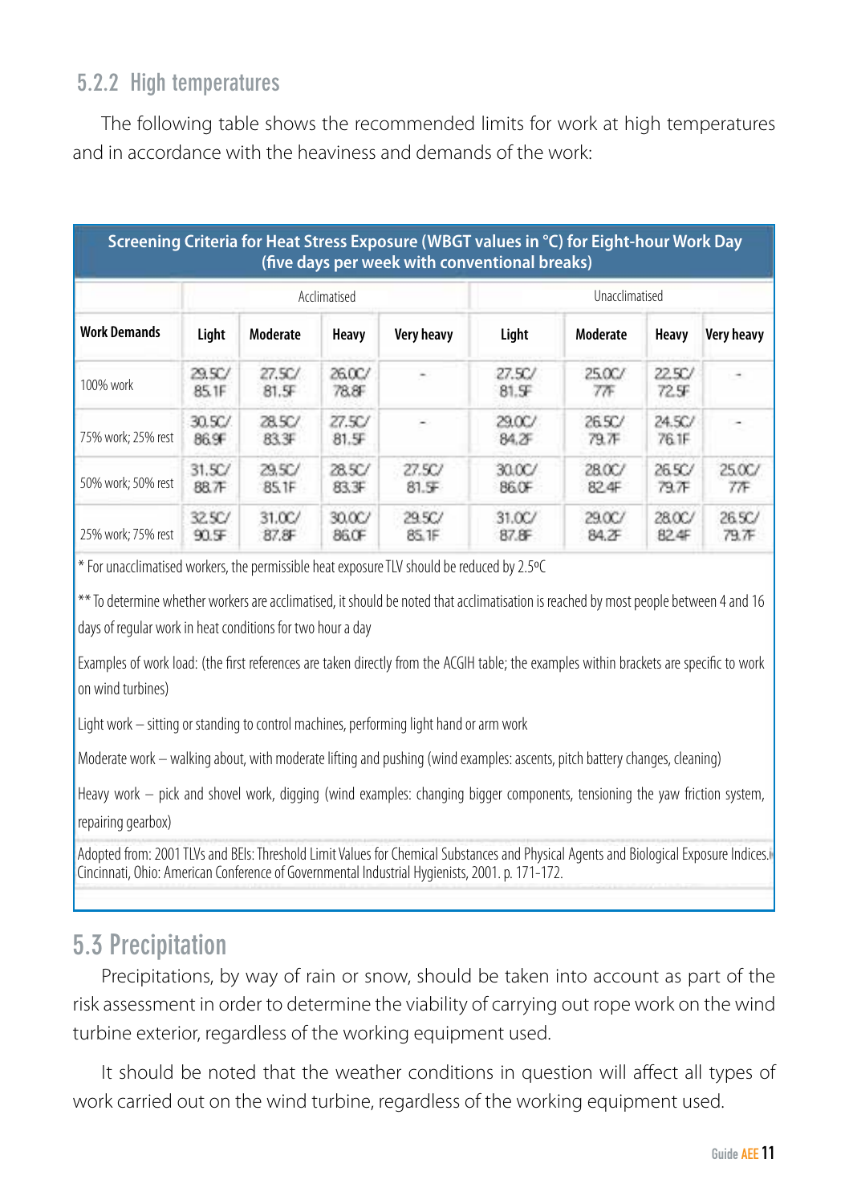### 5.2.2 High temperatures

The following table shows the recommended limits for work at high temperatures and in accordance with the heaviness and demands of the work:

| Screening Criteria for Heat Stress Exposure (WBGT values in °C) for Eight-hour Work Day (five days per week with conventional breaks) | | | | | | | | |
|---|---|---|---|---|---|---|---|---|
| | Acclimatised | | | | Unacclimatised | | | |
| **Work Demands** | **Light** | **Moderate** | **Heavy** | **Very heavy** | **Light** | **Moderate** | **Heavy** | **Very heavy** |
| 100% work | 29.5C/ 85.1F | 27.5C/ 81.5F | 26.0C/ 78.8F | - | 27.5C/ 81.5F | 25.0C/ 77F | 22.5C/ 72.5F | - |
| 75% work; 25% rest | 30.5C/ 86.9F | 28.5C/ 83.3F | 27.5C/ 81.5F | - | 29.0C/ 84.2F | 26.5C/ 79.7F | 24.5C/ 76.1F | - |
| 50% work; 50% rest | 31.5C/ 88.7F | 29.5C/ 85.1F | 28.5C/ 83.3F | 27.5C/ 81.5F | 30.0C/ 86.0F | 28.0C/ 82.4F | 26.5C/ 79.7F | 25.0C/ 77F |
| 25% work; 75% rest | 32.5C/ 90.5F | 31.0C/ 87.8F | 30.0C/ 86.0F | 29.5C/ 85.1F | 31.0C/ 87.8F | 29.0C/ 84.2F | 28.0C/ 82.4F | 26.5C/ 79.7F |

* For unacclimatised workers, the permissible heat exposure TLV should be reduced by 2.5ºC

** To determine whether workers are acclimatised, it should be noted that acclimatisation is reached by most people between 4 and 16 days of regular work in heat conditions for two hour a day

Examples of work load: (the first references are taken directly from the ACGIH table; the examples within brackets are specific to work on wind turbines)

Light work – sitting or standing to control machines, performing light hand or arm work

Moderate work – walking about, with moderate lifting and pushing (wind examples: ascents, pitch battery changes, cleaning)

Heavy work – pick and shovel work, digging (wind examples: changing bigger components, tensioning the yaw friction system, repairing gearbox)

Adopted from: 2001 TLVs and BEIs: Threshold Limit Values for Chemical Substances and Physical Agents and Biological Exposure Indices. Cincinnati, Ohio: American Conference of Governmental Industrial Hygienists, 2001. p. 171-172.

## 5.3 Precipitation

Precipitations, by way of rain or snow, should be taken into account as part of the risk assessment in order to determine the viability of carrying out rope work on the wind turbine exterior, regardless of the working equipment used.

It should be noted that the weather conditions in question will affect all types of work carried out on the wind turbine, regardless of the working equipment used.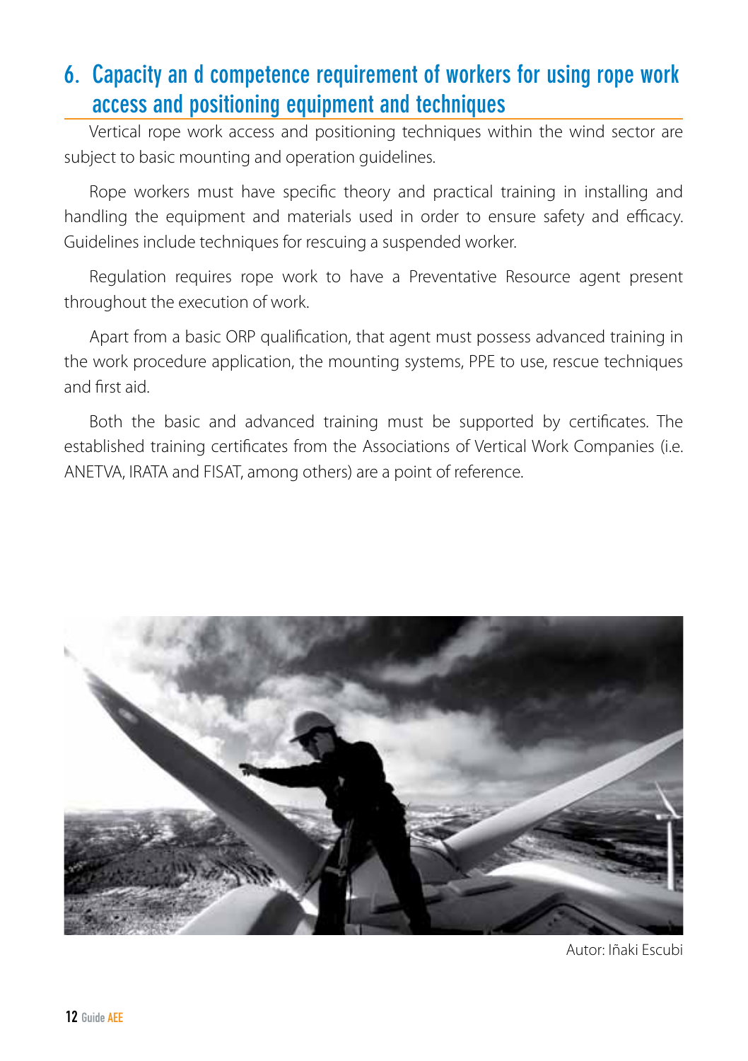## 6. Capacity an d competence requirement of workers for using rope work access and positioning equipment and techniques

Vertical rope work access and positioning techniques within the wind sector are subject to basic mounting and operation guidelines.

Rope workers must have specific theory and practical training in installing and handling the equipment and materials used in order to ensure safety and efficacy. Guidelines include techniques for rescuing a suspended worker.

Regulation requires rope work to have a Preventative Resource agent present throughout the execution of work.

Apart from a basic ORP qualification, that agent must possess advanced training in the work procedure application, the mounting systems, PPE to use, rescue techniques and first aid.

Both the basic and advanced training must be supported by certificates. The established training certificates from the Associations of Vertical Work Companies (i.e. ANETVA, IRATA and FISAT, among others) are a point of reference.

Autor: Iñaki Escubi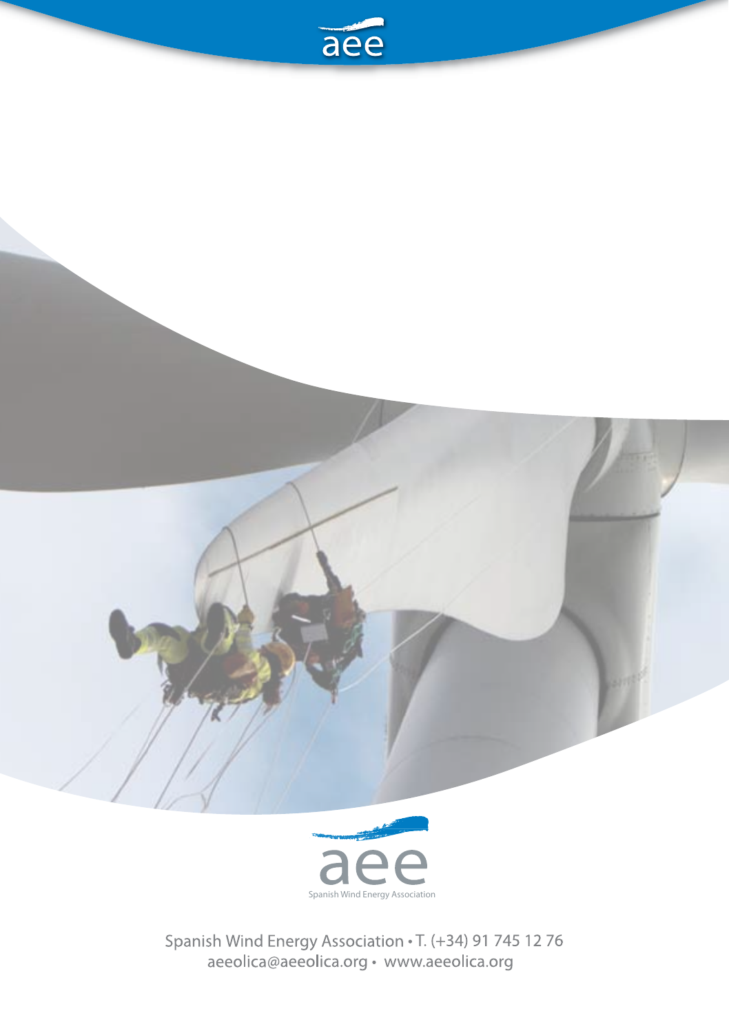aee

aee

Spanish Wind Energy Association

Spanish Wind Energy Association • T. (+34) 91 745 12 76
aeeolica@aeeolica.org • www.aeeolica.org